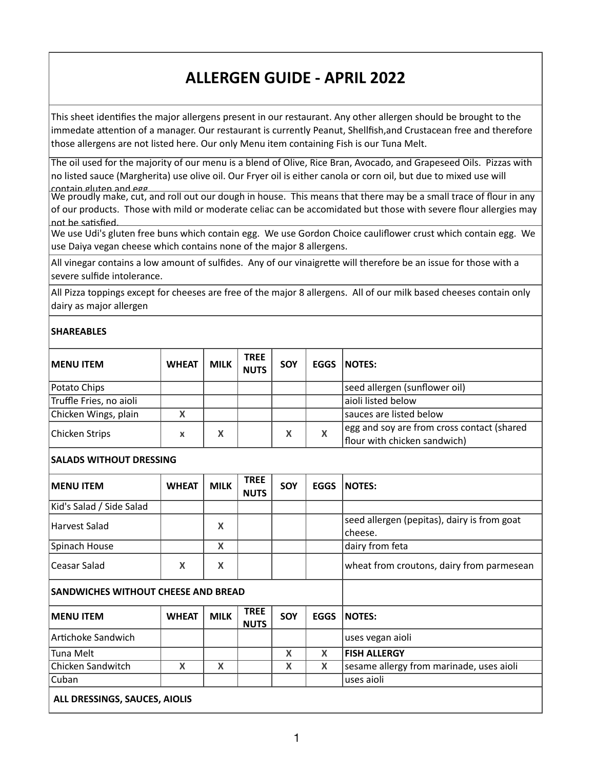# ALLERGEN GUIDE - APRIL 2022

This sheet identifies the major allergens present in our restaurant. Any other allergen should be brought to the immedate attention of a manager. Our restaurant is currently Peanut, Shellfish,and Crustacean free and therefore those allergens are not listed here. Our only Menu item containing Fish is our Tuna Melt.

The oil used for the majority of our menu is a blend of Olive, Rice Bran, Avocado, and Grapeseed Oils. Pizzas with no listed sauce (Margherita) use olive oil. Our Fryer oil is either canola or corn oil, but due to mixed use will contain gluten and egg.

We proudly make, cut, and roll out our dough in house. This means that there may be a small trace of flour in any of our products. Those with mild or moderate celiac can be accomidated but those with severe flour allergies may not be satisfied.

We use Udi's gluten free buns which contain egg. We use Gordon Choice cauliflower crust which contain egg. We use Daiya vegan cheese which contains none of the major 8 allergens.

All vinegar contains a low amount of sulfides. Any of our vinaigrette will therefore be an issue for those with a severe sulfide intolerance.

All Pizza toppings except for cheeses are free of the major 8 allergens. All of our milk based cheeses contain only dairy as major allergen

**SHAREABLES**

| MENU ITEM | WHEAT | MILK | TREE NUTS | SOY | EGGS | NOTES: |
|---|---|---|---|---|---|---|
| Potato Chips | | | | | | seed allergen (sunflower oil) |
| Truffle Fries, no aioli | | | | | | aioli listed below |
| Chicken Wings, plain | X | | | | | sauces are listed below |
| Chicken Strips | x | X | | X | X | egg and soy are from cross contact (shared flour with chicken sandwich) |

**SALADS WITHOUT DRESSING**

| MENU ITEM | WHEAT | MILK | TREE NUTS | SOY | EGGS | NOTES: |
|---|---|---|---|---|---|---|
| Kid's Salad / Side Salad | | | | | | |
| Harvest Salad | | X | | | | seed allergen (pepitas), dairy is from goat cheese. |
| Spinach House | | X | | | | dairy from feta |
| Ceasar Salad | X | X | | | | wheat from croutons, dairy from parmesean |

**SANDWICHES WITHOUT CHEESE AND BREAD**

| MENU ITEM | WHEAT | MILK | TREE NUTS | SOY | EGGS | NOTES: |
|---|---|---|---|---|---|---|
| Artichoke Sandwich | | | | | | uses vegan aioli |
| Tuna Melt | | | | X | X | **FISH ALLERGY** |
| Chicken Sandwitch | X | X | | X | X | sesame allergy from marinade, uses aioli |
| Cuban | | | | | | uses aioli |

**ALL DRESSINGS, SAUCES, AIOLIS**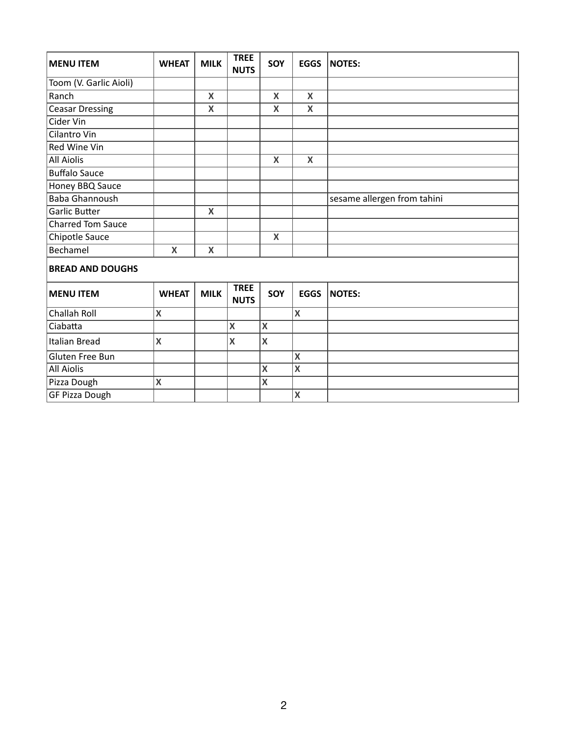| MENU ITEM | WHEAT | MILK | TREE NUTS | SOY | EGGS | NOTES: |
|---|---|---|---|---|---|---|
| Toom (V. Garlic Aioli) | | | | | | |
| Ranch | | X | | X | X | |
| Ceasar Dressing | | X | | X | X | |
| Cider Vin | | | | | | |
| Cilantro Vin | | | | | | |
| Red Wine Vin | | | | | | |
| All Aiolis | | | | X | X | |
| Buffalo Sauce | | | | | | |
| Honey BBQ Sauce | | | | | | |
| Baba Ghannoush | | | | | | sesame allergen from tahini |
| Garlic Butter | | X | | | | |
| Charred Tom Sauce | | | | | | |
| Chipotle Sauce | | | | X | | |
| Bechamel | X | X | | | | |
| **BREAD AND DOUGHS** | | | | | | |
| **MENU ITEM** | **WHEAT** | **MILK** | **TREE NUTS** | **SOY** | **EGGS** | **NOTES:** |
| Challah Roll | X | | | | X | |
| Ciabatta | | | X | X | | |
| Italian Bread | X | | X | X | | |
| Gluten Free Bun | | | | | X | |
| All Aiolis | | | | X | X | |
| Pizza Dough | X | | | X | | |
| GF Pizza Dough | | | | | X | |